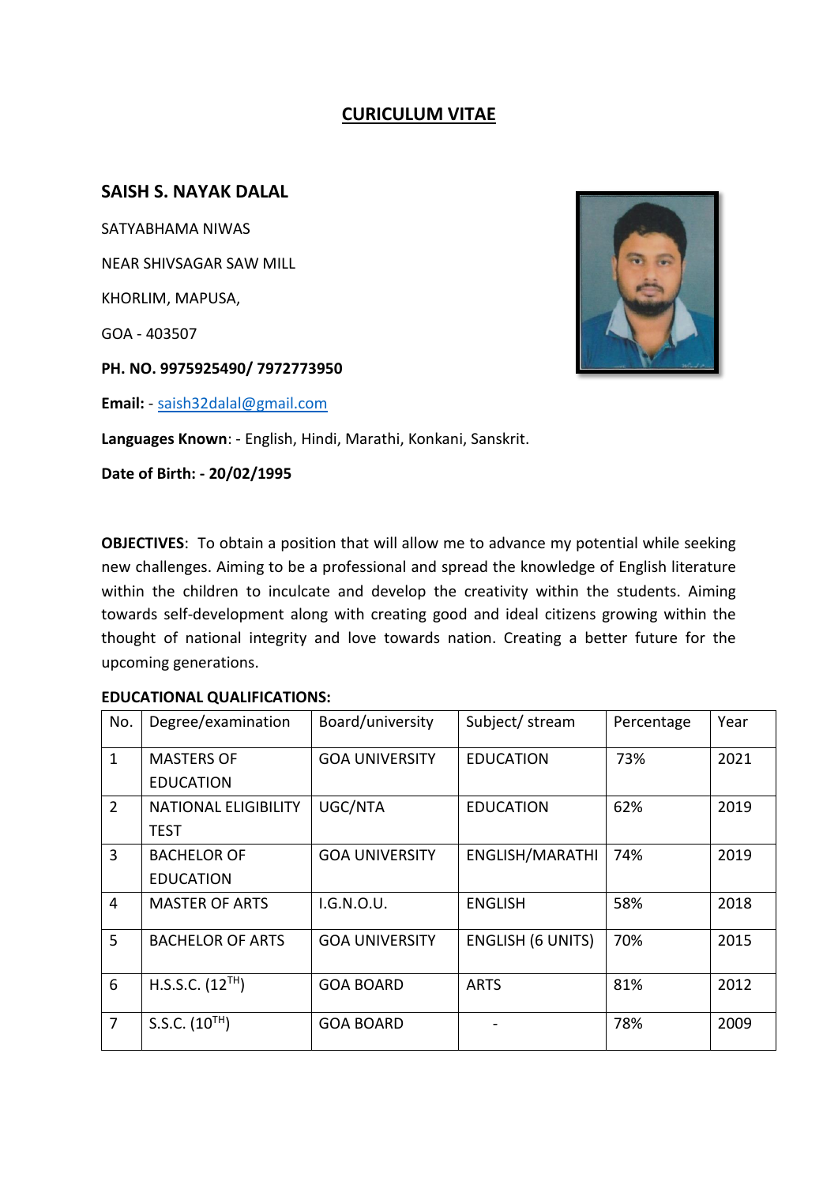# CURICULUM VITAE

## SAISH S. NAYAK DALAL

SATYABHAMA NIWAS

NEAR SHIVSAGAR SAW MILL

KHORLIM, MAPUSA,

GOA - 403507

**PH. NO. 9975925490/ 7972773950**

**Email:** - saish32dalal@gmail.com

**Languages Known**: - English, Hindi, Marathi, Konkani, Sanskrit.

**Date of Birth: - 20/02/1995**

**OBJECTIVES**: To obtain a position that will allow me to advance my potential while seeking new challenges. Aiming to be a professional and spread the knowledge of English literature within the children to inculcate and develop the creativity within the students. Aiming towards self-development along with creating good and ideal citizens growing within the thought of national integrity and love towards nation. Creating a better future for the upcoming generations.

**EDUCATIONAL QUALIFICATIONS:**

| No. | Degree/examination | Board/university | Subject/ stream | Percentage | Year |
|---|---|---|---|---|---|
| 1 | MASTERS OF EDUCATION | GOA UNIVERSITY | EDUCATION | 73% | 2021 |
| 2 | NATIONAL ELIGIBILITY TEST | UGC/NTA | EDUCATION | 62% | 2019 |
| 3 | BACHELOR OF EDUCATION | GOA UNIVERSITY | ENGLISH/MARATHI | 74% | 2019 |
| 4 | MASTER OF ARTS | I.G.N.O.U. | ENGLISH | 58% | 2018 |
| 5 | BACHELOR OF ARTS | GOA UNIVERSITY | ENGLISH (6 UNITS) | 70% | 2015 |
| 6 | H.S.S.C. (12TH) | GOA BOARD | ARTS | 81% | 2012 |
| 7 | S.S.C. (10TH) | GOA BOARD | - | 78% | 2009 |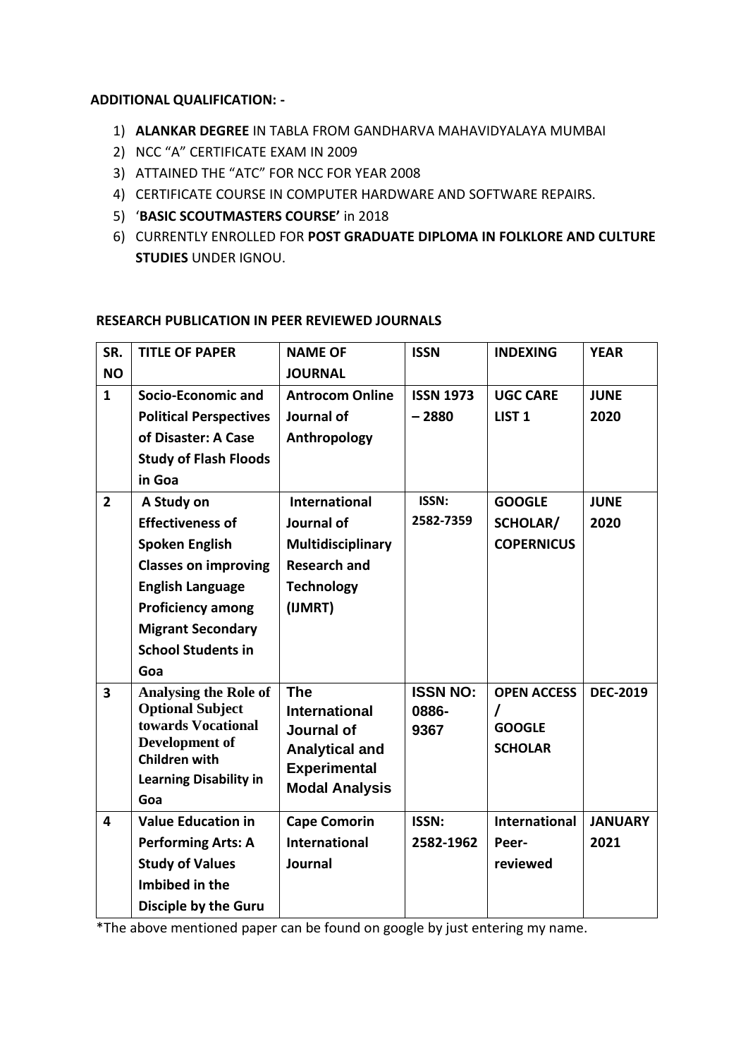**ADDITIONAL QUALIFICATION: -**

1) **ALANKAR DEGREE** IN TABLA FROM GANDHARVA MAHAVIDYALAYA MUMBAI
2) NCC "A" CERTIFICATE EXAM IN 2009
3) ATTAINED THE "ATC" FOR NCC FOR YEAR 2008
4) CERTIFICATE COURSE IN COMPUTER HARDWARE AND SOFTWARE REPAIRS.
5) '**BASIC SCOUTMASTERS COURSE'** in 2018
6) CURRENTLY ENROLLED FOR **POST GRADUATE DIPLOMA IN FOLKLORE AND CULTURE STUDIES** UNDER IGNOU.

**RESEARCH PUBLICATION IN PEER REVIEWED JOURNALS**

| SR. NO | TITLE OF PAPER | NAME OF JOURNAL | ISSN | INDEXING | YEAR |
|---|---|---|---|---|---|
| 1 | Socio-Economic and Political Perspectives of Disaster: A Case Study of Flash Floods in Goa | Antrocom Online Journal of Anthropology | ISSN 1973 – 2880 | UGC CARE LIST 1 | JUNE 2020 |
| 2 | A Study on Effectiveness of Spoken English Classes on improving English Language Proficiency among Migrant Secondary School Students in Goa | International Journal of Multidisciplinary Research and Technology (IJMRT) | ISSN: 2582-7359 | GOOGLE SCHOLAR/ COPERNICUS | JUNE 2020 |
| 3 | Analysing the Role of Optional Subject towards Vocational Development of Children with Learning Disability in Goa | The International Journal of Analytical and Experimental Modal Analysis | ISSN NO: 0886-9367 | OPEN ACCESS / GOOGLE SCHOLAR | DEC-2019 |
| 4 | Value Education in Performing Arts: A Study of Values Imbibed in the Disciple by the Guru | Cape Comorin International Journal | ISSN: 2582-1962 | International Peer-reviewed | JANUARY 2021 |

*The above mentioned paper can be found on google by just entering my name.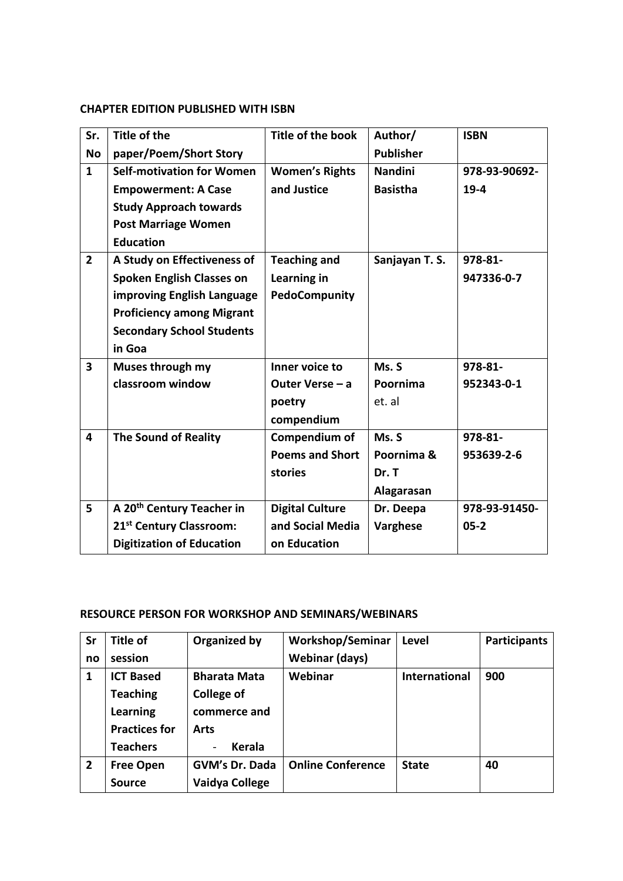**CHAPTER EDITION PUBLISHED WITH ISBN**

| Sr. No | Title of the paper/Poem/Short Story | Title of the book | Author/ Publisher | ISBN |
|---|---|---|---|---|
| 1 | Self-motivation for Women Empowerment: A Case Study Approach towards Post Marriage Women Education | Women's Rights and Justice | Nandini Basistha | 978-93-90692-19-4 |
| 2 | A Study on Effectiveness of Spoken English Classes on improving English Language Proficiency among Migrant Secondary School Students in Goa | Teaching and Learning in PedoCompunity | Sanjayan T. S. | 978-81-947336-0-7 |
| 3 | Muses through my classroom window | Inner voice to Outer Verse – a poetry compendium | Ms. S Poornima et. al | 978-81-952343-0-1 |
| 4 | The Sound of Reality | Compendium of Poems and Short stories | Ms. S Poornima & Dr. T Alagarasan | 978-81-953639-2-6 |
| 5 | A 20th Century Teacher in 21st Century Classroom: Digitization of Education | Digital Culture and Social Media on Education | Dr. Deepa Varghese | 978-93-91450-05-2 |

**RESOURCE PERSON FOR WORKSHOP AND SEMINARS/WEBINARS**

| Sr no | Title of session | Organized by | Workshop/Seminar Webinar (days) | Level | Participants |
|---|---|---|---|---|---|
| 1 | ICT Based Teaching Learning Practices for Teachers | Bharata Mata College of commerce and Arts - Kerala | Webinar | International | 900 |
| 2 | Free Open Source | GVM's Dr. Dada Vaidya College | Online Conference | State | 40 |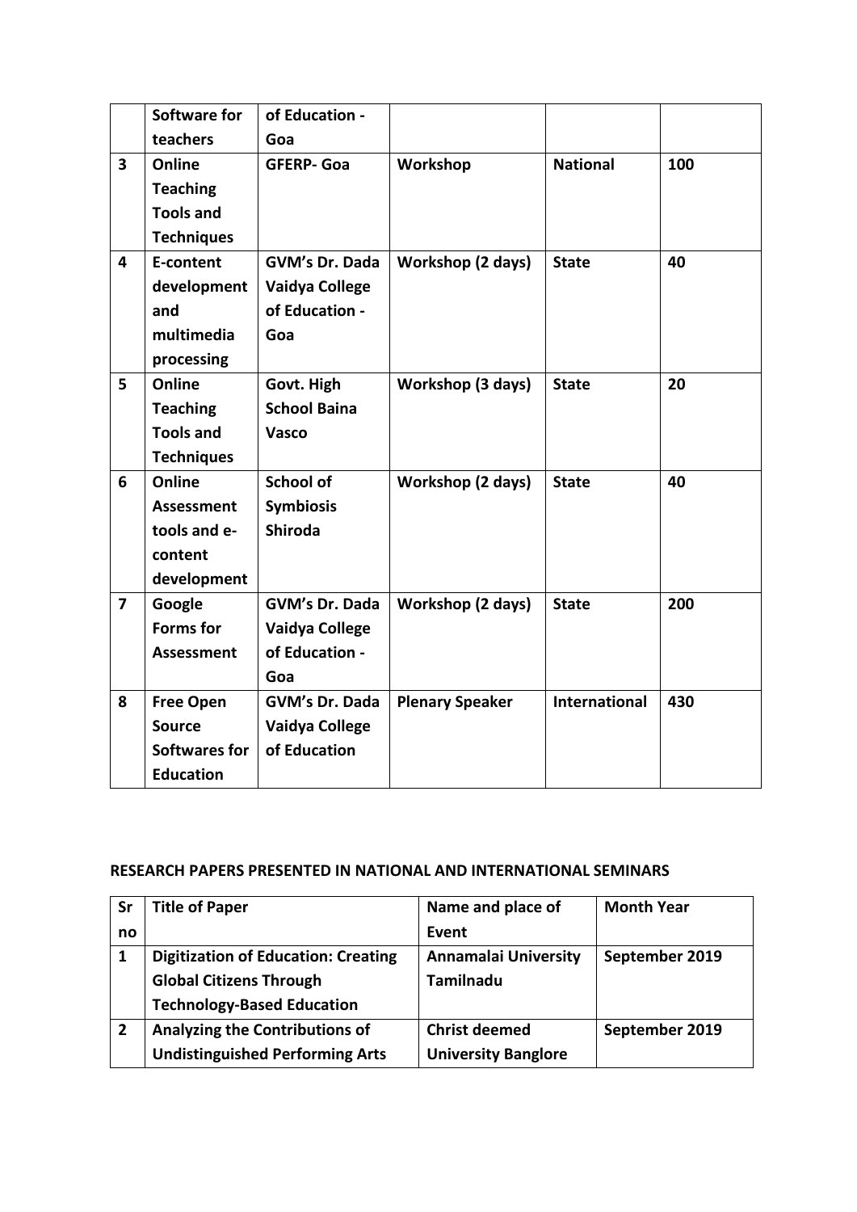| | | | | | |
|---|---|---|---|---|---|
| | **Software for teachers** | **of Education - Goa** | | | |
| **3** | **Online Teaching Tools and Techniques** | **GFERP- Goa** | **Workshop** | **National** | **100** |
| **4** | **E-content development and multimedia processing** | **GVM's Dr. Dada Vaidya College of Education - Goa** | **Workshop (2 days)** | **State** | **40** |
| **5** | **Online Teaching Tools and Techniques** | **Govt. High School Baina Vasco** | **Workshop (3 days)** | **State** | **20** |
| **6** | **Online Assessment tools and e-content development** | **School of Symbiosis Shiroda** | **Workshop (2 days)** | **State** | **40** |
| **7** | **Google Forms for Assessment** | **GVM's Dr. Dada Vaidya College of Education - Goa** | **Workshop (2 days)** | **State** | **200** |
| **8** | **Free Open Source Softwares for Education** | **GVM's Dr. Dada Vaidya College of Education** | **Plenary Speaker** | **International** | **430** |

**RESEARCH PAPERS PRESENTED IN NATIONAL AND INTERNATIONAL SEMINARS**

| Sr no | Title of Paper | Name and place of Event | Month Year |
|---|---|---|---|
| **1** | **Digitization of Education: Creating Global Citizens Through Technology-Based Education** | **Annamalai University Tamilnadu** | **September 2019** |
| **2** | **Analyzing the Contributions of Undistinguished Performing Arts** | **Christ deemed University Banglore** | **September 2019** |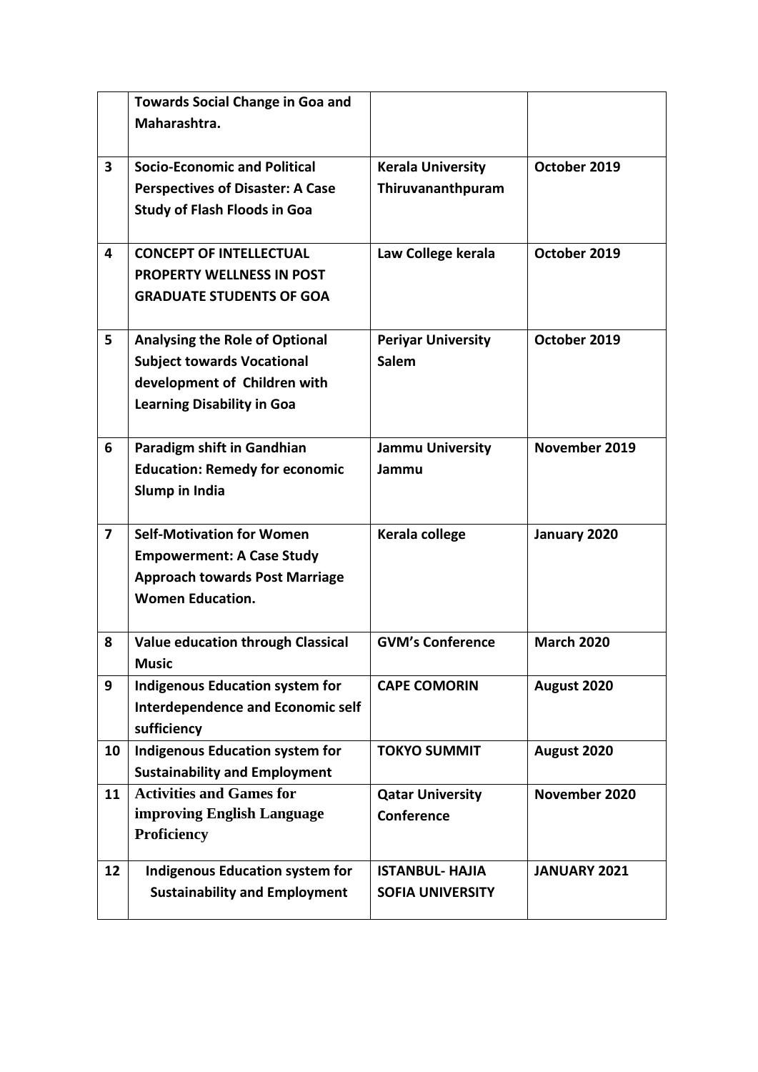| | | | |
|---|---|---|---|
| | **Towards Social Change in Goa and Maharashtra.** | | |
| **3** | **Socio-Economic and Political Perspectives of Disaster: A Case Study of Flash Floods in Goa** | **Kerala University Thiruvananthpuram** | **October 2019** |
| **4** | **CONCEPT OF INTELLECTUAL PROPERTY WELLNESS IN POST GRADUATE STUDENTS OF GOA** | **Law College kerala** | **October 2019** |
| **5** | **Analysing the Role of Optional Subject towards Vocational development of Children with Learning Disability in Goa** | **Periyar University Salem** | **October 2019** |
| **6** | **Paradigm shift in Gandhian Education: Remedy for economic Slump in India** | **Jammu University Jammu** | **November 2019** |
| **7** | **Self-Motivation for Women Empowerment: A Case Study Approach towards Post Marriage Women Education.** | **Kerala college** | **January 2020** |
| **8** | **Value education through Classical Music** | **GVM's Conference** | **March 2020** |
| **9** | **Indigenous Education system for Interdependence and Economic self sufficiency** | **CAPE COMORIN** | **August 2020** |
| **10** | **Indigenous Education system for Sustainability and Employment** | **TOKYO SUMMIT** | **August 2020** |
| **11** | **Activities and Games for improving English Language Proficiency** | **Qatar University Conference** | **November 2020** |
| **12** | **Indigenous Education system for Sustainability and Employment** | **ISTANBUL- HAJIA SOFIA UNIVERSITY** | **JANUARY 2021** |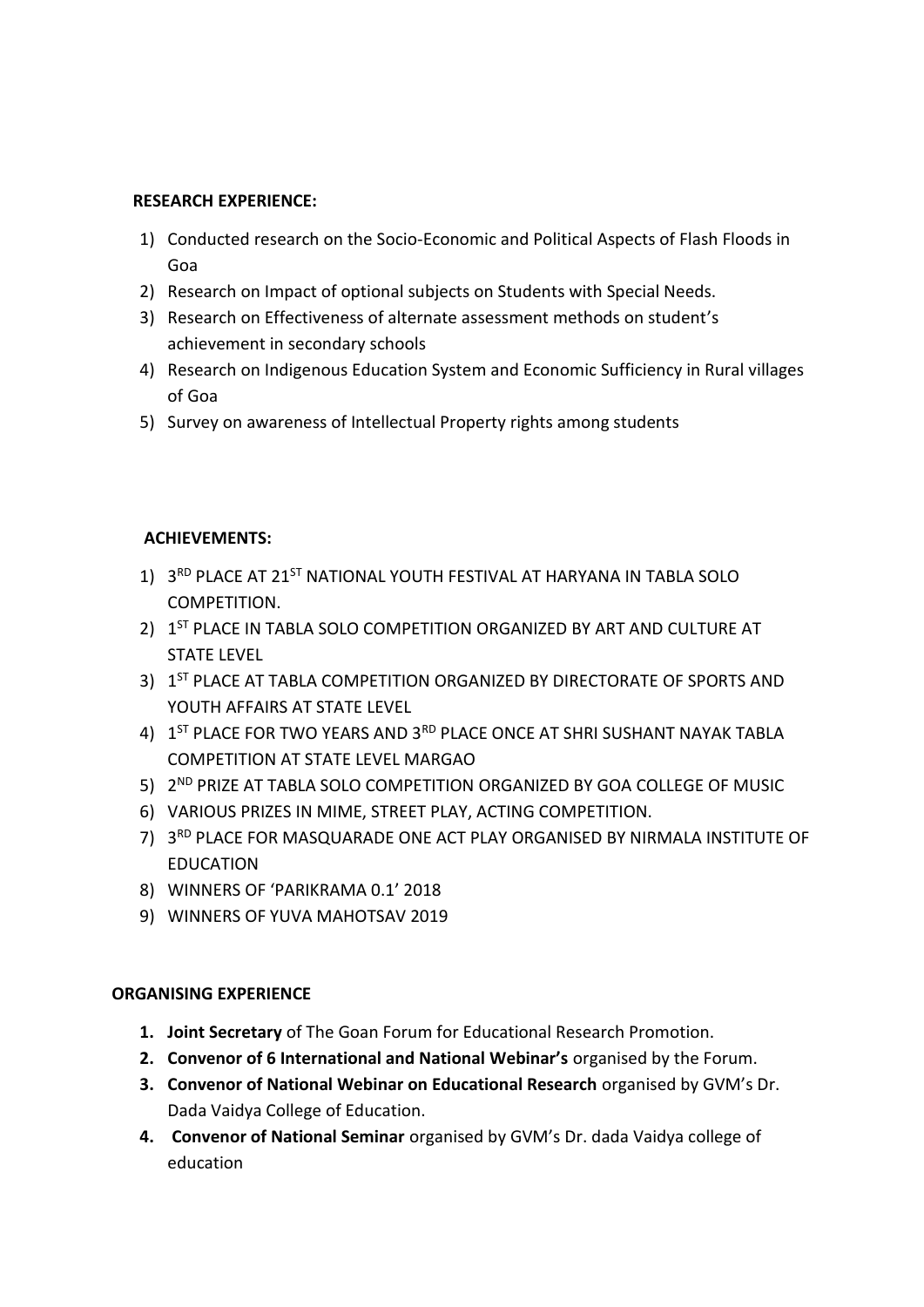**RESEARCH EXPERIENCE:**

1) Conducted research on the Socio-Economic and Political Aspects of Flash Floods in Goa
2) Research on Impact of optional subjects on Students with Special Needs.
3) Research on Effectiveness of alternate assessment methods on student's achievement in secondary schools
4) Research on Indigenous Education System and Economic Sufficiency in Rural villages of Goa
5) Survey on awareness of Intellectual Property rights among students

**ACHIEVEMENTS:**

1) 3RD PLACE AT 21ST NATIONAL YOUTH FESTIVAL AT HARYANA IN TABLA SOLO COMPETITION.
2) 1ST PLACE IN TABLA SOLO COMPETITION ORGANIZED BY ART AND CULTURE AT STATE LEVEL
3) 1ST PLACE AT TABLA COMPETITION ORGANIZED BY DIRECTORATE OF SPORTS AND YOUTH AFFAIRS AT STATE LEVEL
4) 1ST PLACE FOR TWO YEARS AND 3RD PLACE ONCE AT SHRI SUSHANT NAYAK TABLA COMPETITION AT STATE LEVEL MARGAO
5) 2ND PRIZE AT TABLA SOLO COMPETITION ORGANIZED BY GOA COLLEGE OF MUSIC
6) VARIOUS PRIZES IN MIME, STREET PLAY, ACTING COMPETITION.
7) 3RD PLACE FOR MASQUARADE ONE ACT PLAY ORGANISED BY NIRMALA INSTITUTE OF EDUCATION
8) WINNERS OF 'PARIKRAMA 0.1' 2018
9) WINNERS OF YUVA MAHOTSAV 2019

**ORGANISING EXPERIENCE**

1. **Joint Secretary** of The Goan Forum for Educational Research Promotion.
2. **Convenor of 6 International and National Webinar's** organised by the Forum.
3. **Convenor of National Webinar on Educational Research** organised by GVM's Dr. Dada Vaidya College of Education.
4. **Convenor of National Seminar** organised by GVM's Dr. dada Vaidya college of education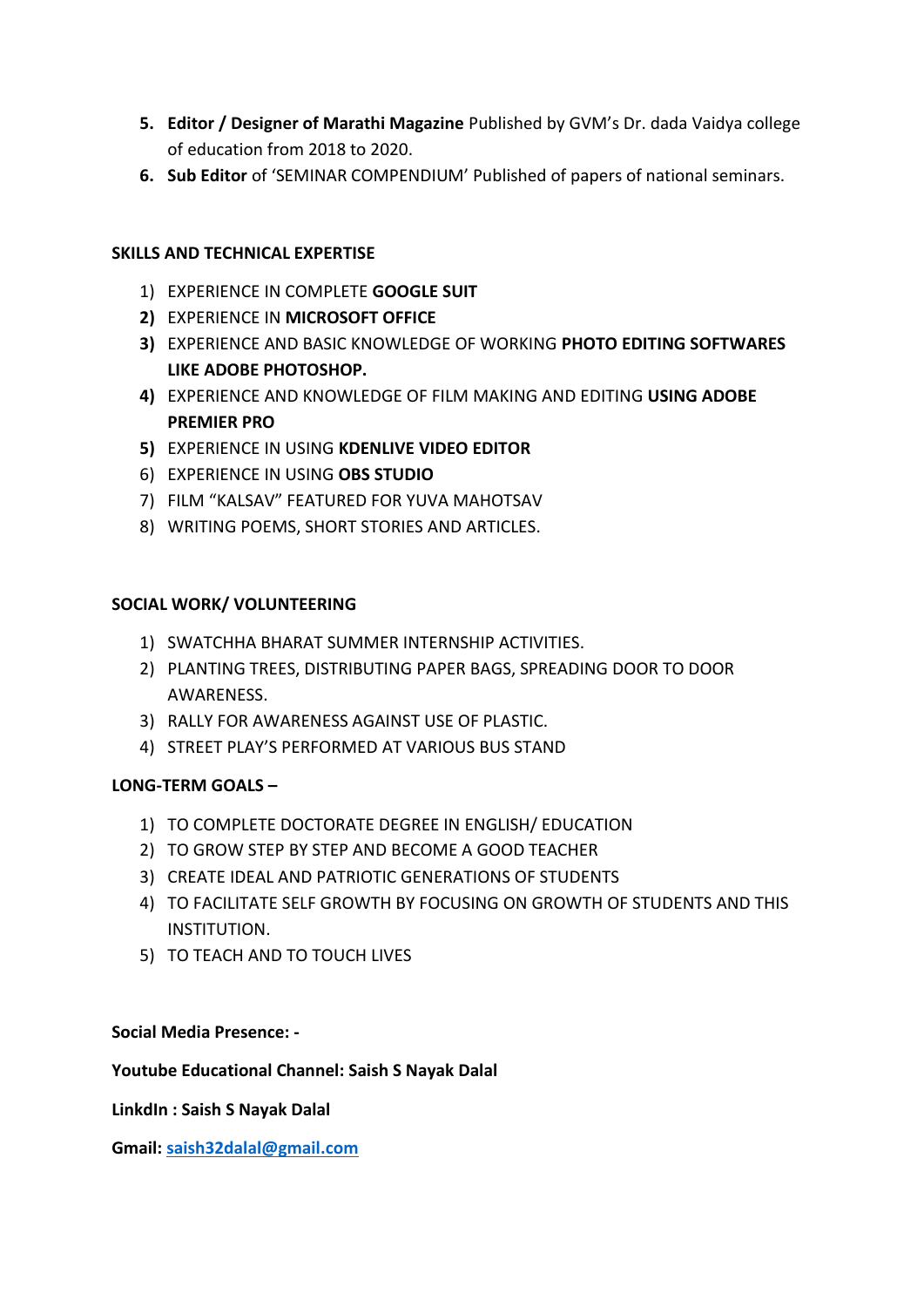5. **Editor / Designer of Marathi Magazine** Published by GVM's Dr. dada Vaidya college of education from 2018 to 2020.
6. **Sub Editor** of 'SEMINAR COMPENDIUM' Published of papers of national seminars.

**SKILLS AND TECHNICAL EXPERTISE**

1) EXPERIENCE IN COMPLETE **GOOGLE SUIT**
2) EXPERIENCE IN **MICROSOFT OFFICE**
3) EXPERIENCE AND BASIC KNOWLEDGE OF WORKING **PHOTO EDITING SOFTWARES LIKE ADOBE PHOTOSHOP.**
4) EXPERIENCE AND KNOWLEDGE OF FILM MAKING AND EDITING **USING ADOBE PREMIER PRO**
5) EXPERIENCE IN USING **KDENLIVE VIDEO EDITOR**
6) EXPERIENCE IN USING **OBS STUDIO**
7) FILM "KALSAV" FEATURED FOR YUVA MAHOTSAV
8) WRITING POEMS, SHORT STORIES AND ARTICLES.

**SOCIAL WORK/ VOLUNTEERING**

1) SWATCHHA BHARAT SUMMER INTERNSHIP ACTIVITIES.
2) PLANTING TREES, DISTRIBUTING PAPER BAGS, SPREADING DOOR TO DOOR AWARENESS.
3) RALLY FOR AWARENESS AGAINST USE OF PLASTIC.
4) STREET PLAY'S PERFORMED AT VARIOUS BUS STAND

**LONG-TERM GOALS –**

1) TO COMPLETE DOCTORATE DEGREE IN ENGLISH/ EDUCATION
2) TO GROW STEP BY STEP AND BECOME A GOOD TEACHER
3) CREATE IDEAL AND PATRIOTIC GENERATIONS OF STUDENTS
4) TO FACILITATE SELF GROWTH BY FOCUSING ON GROWTH OF STUDENTS AND THIS INSTITUTION.
5) TO TEACH AND TO TOUCH LIVES

**Social Media Presence: -**

**Youtube Educational Channel: Saish S Nayak Dalal**

**LinkdIn : Saish S Nayak Dalal**

**Gmail: saish32dalal@gmail.com**